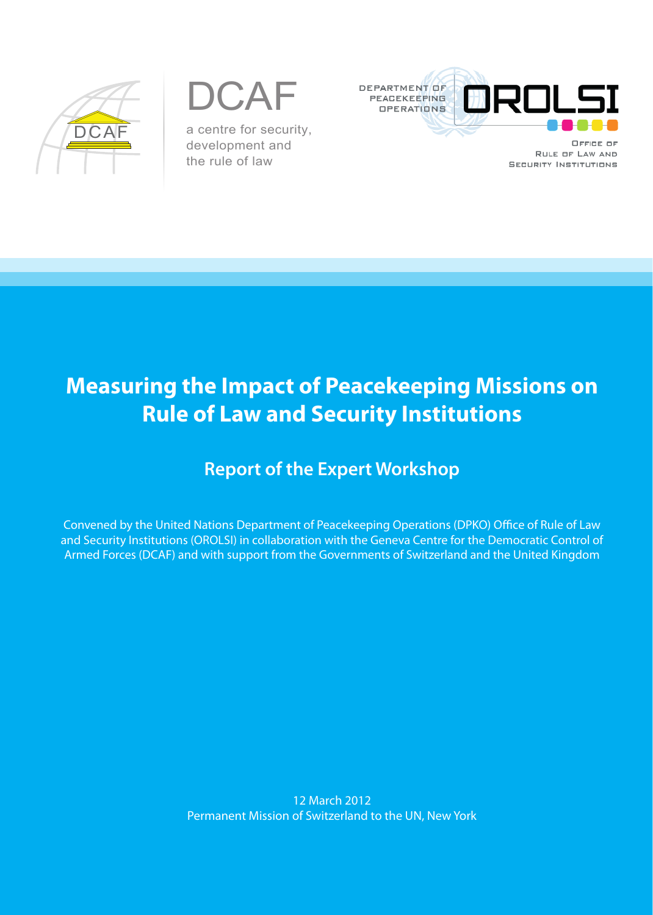DCAF

a centre for security, development and the rule of law

DEPARTMENT OF PEACEKEEPING OPERATIONS

OROLSI

Office of Rule of Law and Security Institutions

# Measuring the Impact of Peacekeeping Missions on Rule of Law and Security Institutions

## Report of the Expert Workshop

Convened by the United Nations Department of Peacekeeping Operations (DPKO) Office of Rule of Law and Security Institutions (OROLSI) in collaboration with the Geneva Centre for the Democratic Control of Armed Forces (DCAF) and with support from the Governments of Switzerland and the United Kingdom

12 March 2012
Permanent Mission of Switzerland to the UN, New York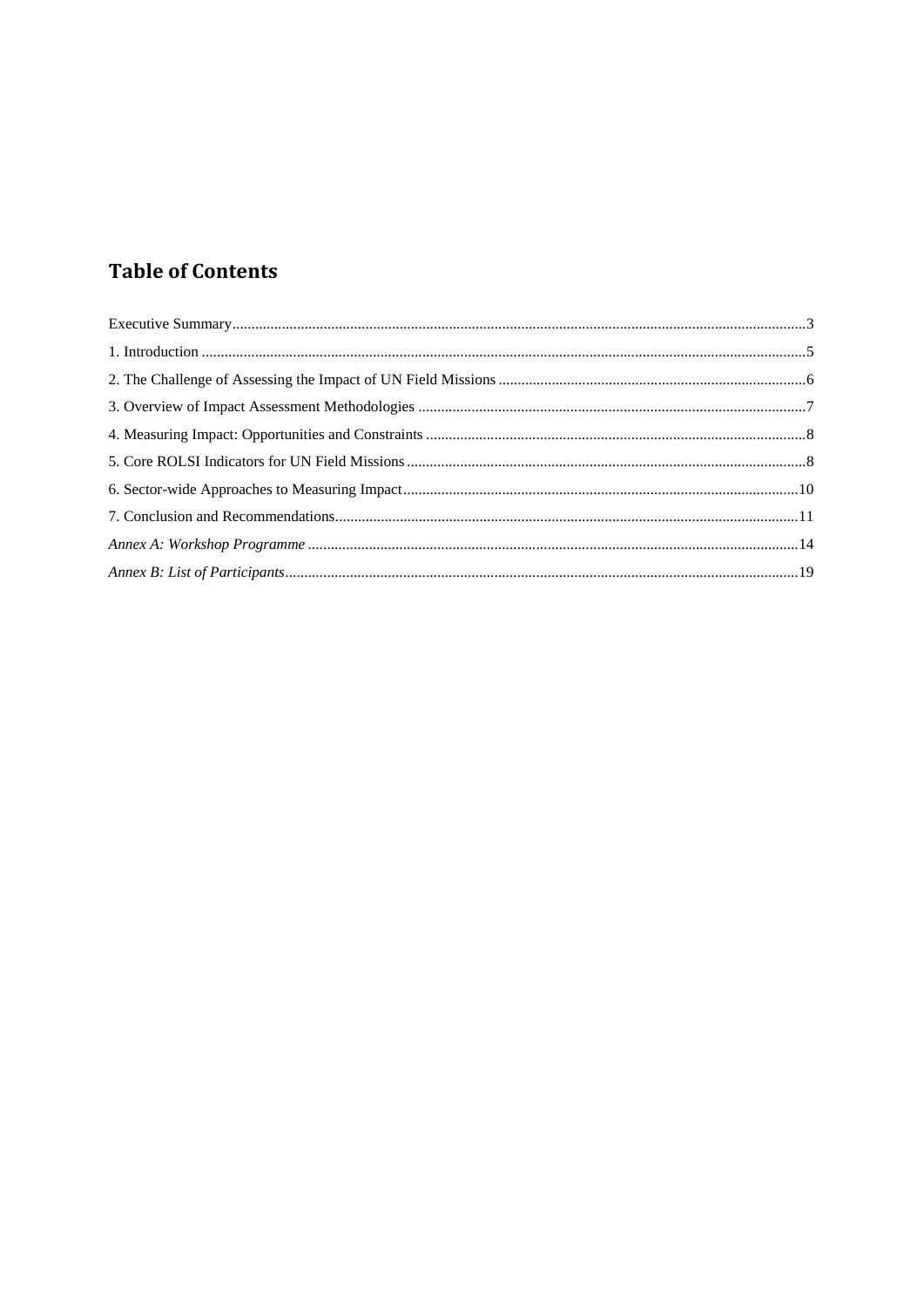# Table of Contents

Executive Summary....................................................................................................................................................3

1. Introduction ..........................................................................................................................................................5

2. The Challenge of Assessing the Impact of UN Field Missions ................................................................................6

3. Overview of Impact Assessment Methodologies .....................................................................................................7

4. Measuring Impact: Opportunities and Constraints ..................................................................................................8

5. Core ROLSI Indicators for UN Field Missions ........................................................................................................8

6. Sector-wide Approaches to Measuring Impact.......................................................................................................10

7. Conclusion and Recommendations.........................................................................................................................11

*Annex A: Workshop Programme* ...........................................................................................................................14

*Annex B: List of Participants*.................................................................................................................................19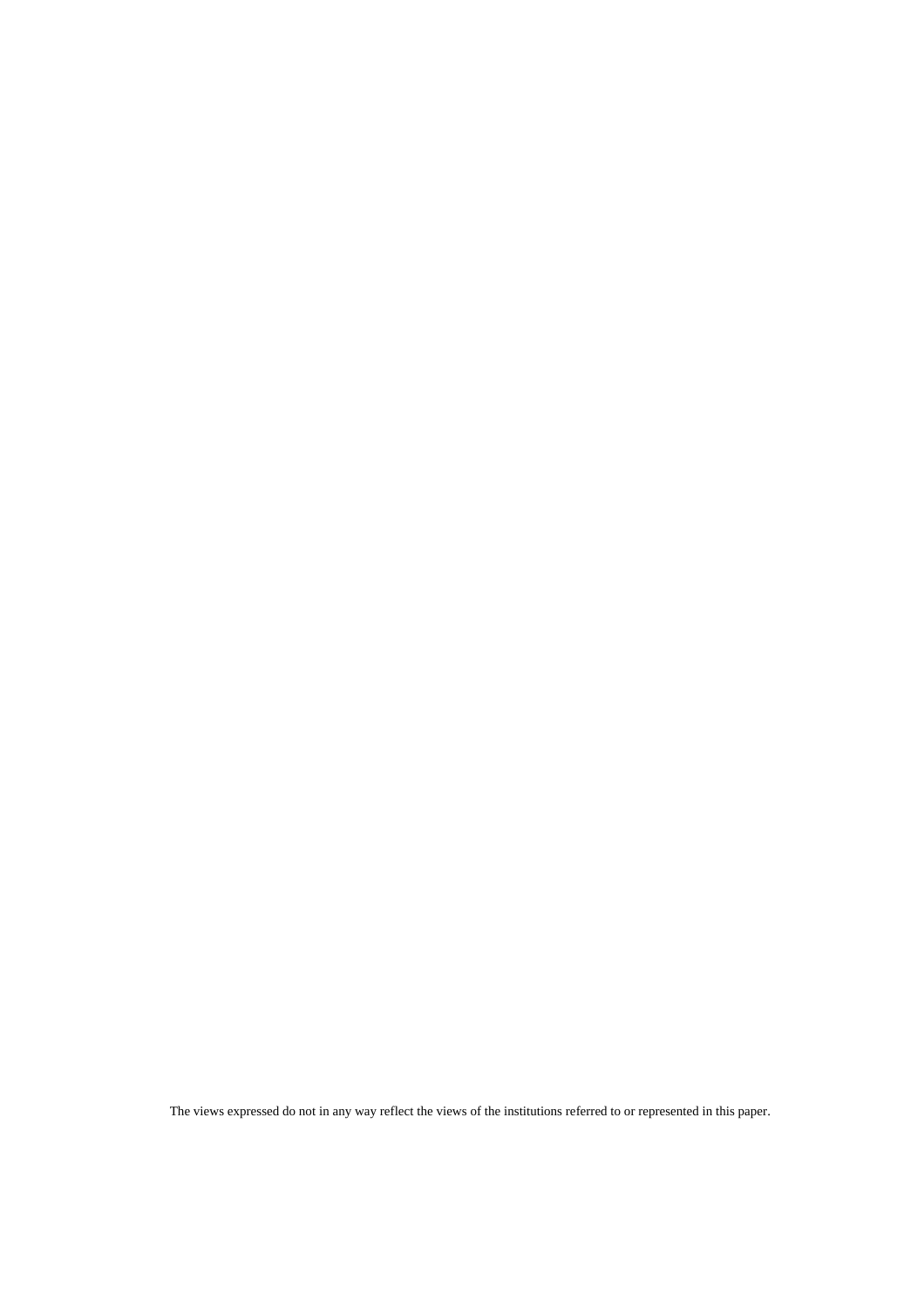The views expressed do not in any way reflect the views of the institutions referred to or represented in this paper.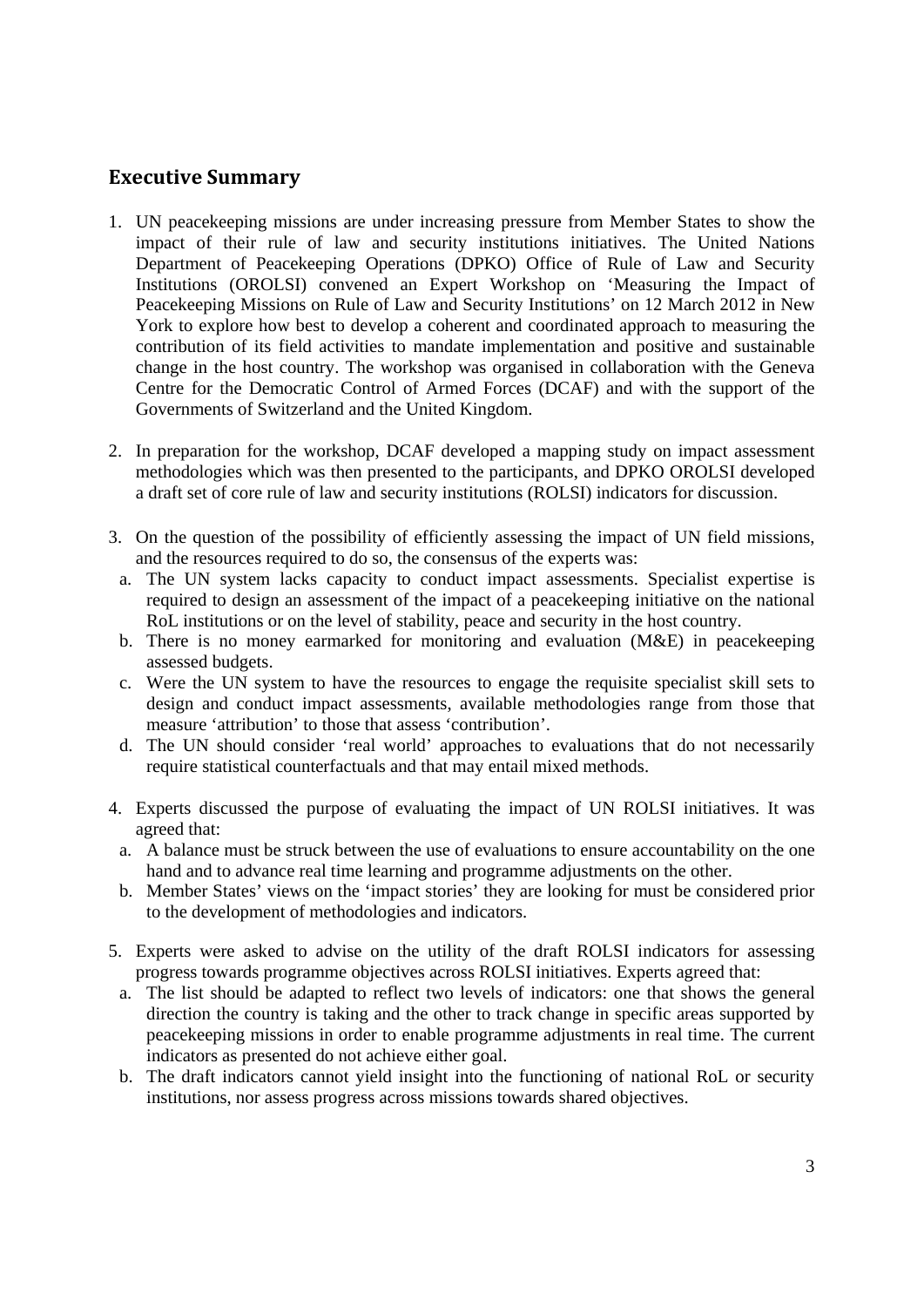## Executive Summary

1. UN peacekeeping missions are under increasing pressure from Member States to show the impact of their rule of law and security institutions initiatives. The United Nations Department of Peacekeeping Operations (DPKO) Office of Rule of Law and Security Institutions (OROLSI) convened an Expert Workshop on 'Measuring the Impact of Peacekeeping Missions on Rule of Law and Security Institutions' on 12 March 2012 in New York to explore how best to develop a coherent and coordinated approach to measuring the contribution of its field activities to mandate implementation and positive and sustainable change in the host country. The workshop was organised in collaboration with the Geneva Centre for the Democratic Control of Armed Forces (DCAF) and with the support of the Governments of Switzerland and the United Kingdom.

2. In preparation for the workshop, DCAF developed a mapping study on impact assessment methodologies which was then presented to the participants, and DPKO OROLSI developed a draft set of core rule of law and security institutions (ROLSI) indicators for discussion.

3. On the question of the possibility of efficiently assessing the impact of UN field missions, and the resources required to do so, the consensus of the experts was:
   a. The UN system lacks capacity to conduct impact assessments. Specialist expertise is required to design an assessment of the impact of a peacekeeping initiative on the national RoL institutions or on the level of stability, peace and security in the host country.
   b. There is no money earmarked for monitoring and evaluation (M&E) in peacekeeping assessed budgets.
   c. Were the UN system to have the resources to engage the requisite specialist skill sets to design and conduct impact assessments, available methodologies range from those that measure 'attribution' to those that assess 'contribution'.
   d. The UN should consider 'real world' approaches to evaluations that do not necessarily require statistical counterfactuals and that may entail mixed methods.

4. Experts discussed the purpose of evaluating the impact of UN ROLSI initiatives. It was agreed that:
   a. A balance must be struck between the use of evaluations to ensure accountability on the one hand and to advance real time learning and programme adjustments on the other.
   b. Member States' views on the 'impact stories' they are looking for must be considered prior to the development of methodologies and indicators.

5. Experts were asked to advise on the utility of the draft ROLSI indicators for assessing progress towards programme objectives across ROLSI initiatives. Experts agreed that:
   a. The list should be adapted to reflect two levels of indicators: one that shows the general direction the country is taking and the other to track change in specific areas supported by peacekeeping missions in order to enable programme adjustments in real time. The current indicators as presented do not achieve either goal.
   b. The draft indicators cannot yield insight into the functioning of national RoL or security institutions, nor assess progress across missions towards shared objectives.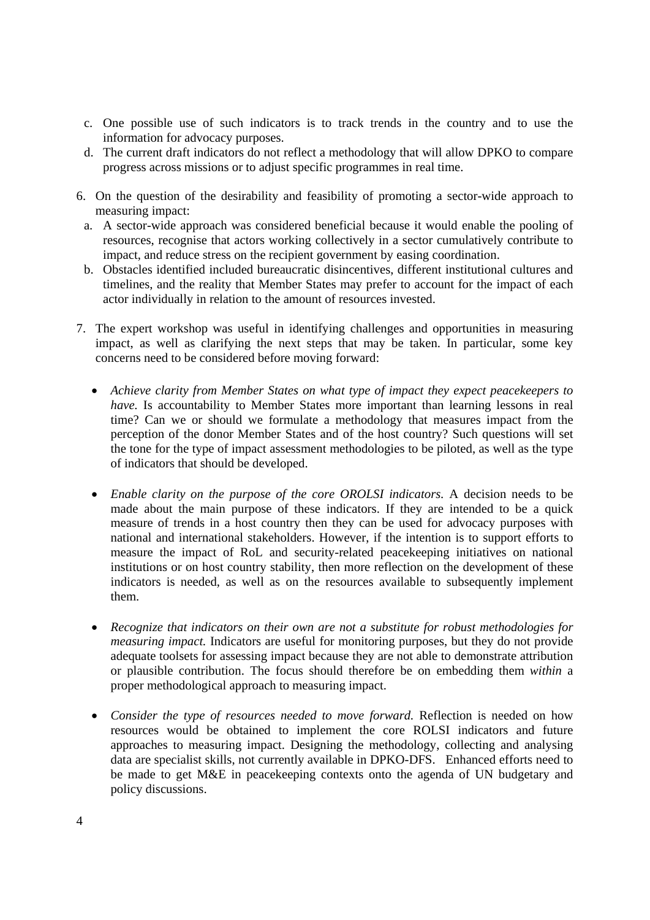c. One possible use of such indicators is to track trends in the country and to use the information for advocacy purposes.

d. The current draft indicators do not reflect a methodology that will allow DPKO to compare progress across missions or to adjust specific programmes in real time.

6. On the question of the desirability and feasibility of promoting a sector-wide approach to measuring impact:

   a. A sector-wide approach was considered beneficial because it would enable the pooling of resources, recognise that actors working collectively in a sector cumulatively contribute to impact, and reduce stress on the recipient government by easing coordination.

   b. Obstacles identified included bureaucratic disincentives, different institutional cultures and timelines, and the reality that Member States may prefer to account for the impact of each actor individually in relation to the amount of resources invested.

7. The expert workshop was useful in identifying challenges and opportunities in measuring impact, as well as clarifying the next steps that may be taken. In particular, some key concerns need to be considered before moving forward:

   - *Achieve clarity from Member States on what type of impact they expect peacekeepers to have.* Is accountability to Member States more important than learning lessons in real time? Can we or should we formulate a methodology that measures impact from the perception of the donor Member States and of the host country? Such questions will set the tone for the type of impact assessment methodologies to be piloted, as well as the type of indicators that should be developed.

   - *Enable clarity on the purpose of the core OROLSI indicators.* A decision needs to be made about the main purpose of these indicators. If they are intended to be a quick measure of trends in a host country then they can be used for advocacy purposes with national and international stakeholders. However, if the intention is to support efforts to measure the impact of RoL and security-related peacekeeping initiatives on national institutions or on host country stability, then more reflection on the development of these indicators is needed, as well as on the resources available to subsequently implement them.

   - *Recognize that indicators on their own are not a substitute for robust methodologies for measuring impact.* Indicators are useful for monitoring purposes, but they do not provide adequate toolsets for assessing impact because they are not able to demonstrate attribution or plausible contribution. The focus should therefore be on embedding them *within* a proper methodological approach to measuring impact.

   - *Consider the type of resources needed to move forward.* Reflection is needed on how resources would be obtained to implement the core ROLSI indicators and future approaches to measuring impact. Designing the methodology, collecting and analysing data are specialist skills, not currently available in DPKO-DFS. Enhanced efforts need to be made to get M&E in peacekeeping contexts onto the agenda of UN budgetary and policy discussions.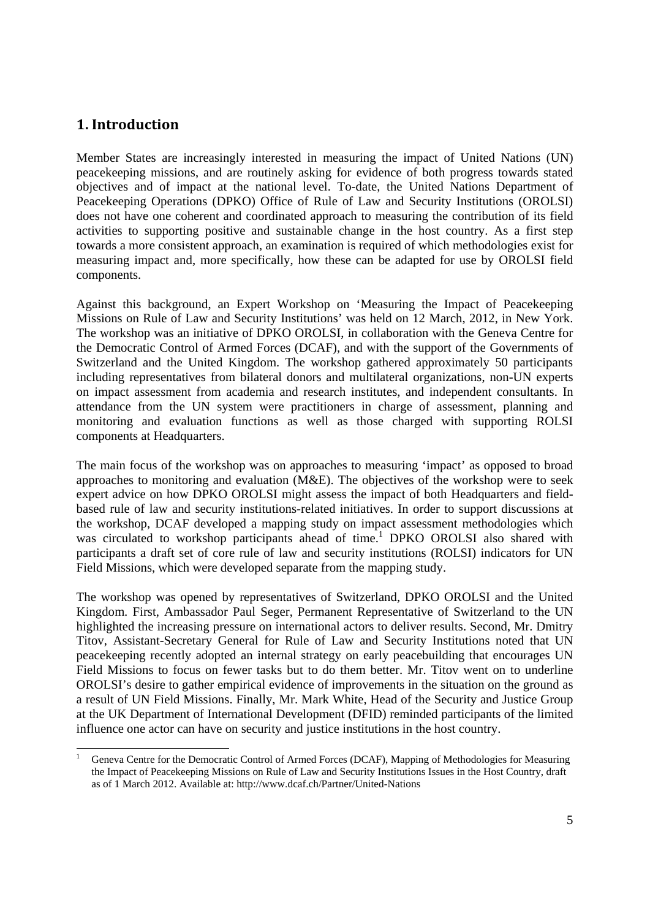# 1. Introduction

Member States are increasingly interested in measuring the impact of United Nations (UN) peacekeeping missions, and are routinely asking for evidence of both progress towards stated objectives and of impact at the national level. To-date, the United Nations Department of Peacekeeping Operations (DPKO) Office of Rule of Law and Security Institutions (OROLSI) does not have one coherent and coordinated approach to measuring the contribution of its field activities to supporting positive and sustainable change in the host country. As a first step towards a more consistent approach, an examination is required of which methodologies exist for measuring impact and, more specifically, how these can be adapted for use by OROLSI field components.

Against this background, an Expert Workshop on 'Measuring the Impact of Peacekeeping Missions on Rule of Law and Security Institutions' was held on 12 March, 2012, in New York. The workshop was an initiative of DPKO OROLSI, in collaboration with the Geneva Centre for the Democratic Control of Armed Forces (DCAF), and with the support of the Governments of Switzerland and the United Kingdom. The workshop gathered approximately 50 participants including representatives from bilateral donors and multilateral organizations, non-UN experts on impact assessment from academia and research institutes, and independent consultants. In attendance from the UN system were practitioners in charge of assessment, planning and monitoring and evaluation functions as well as those charged with supporting ROLSI components at Headquarters.

The main focus of the workshop was on approaches to measuring 'impact' as opposed to broad approaches to monitoring and evaluation (M&E). The objectives of the workshop were to seek expert advice on how DPKO OROLSI might assess the impact of both Headquarters and field-based rule of law and security institutions-related initiatives. In order to support discussions at the workshop, DCAF developed a mapping study on impact assessment methodologies which was circulated to workshop participants ahead of time.[1] DPKO OROLSI also shared with participants a draft set of core rule of law and security institutions (ROLSI) indicators for UN Field Missions, which were developed separate from the mapping study.

The workshop was opened by representatives of Switzerland, DPKO OROLSI and the United Kingdom. First, Ambassador Paul Seger, Permanent Representative of Switzerland to the UN highlighted the increasing pressure on international actors to deliver results. Second, Mr. Dmitry Titov, Assistant-Secretary General for Rule of Law and Security Institutions noted that UN peacekeeping recently adopted an internal strategy on early peacebuilding that encourages UN Field Missions to focus on fewer tasks but to do them better. Mr. Titov went on to underline OROLSI's desire to gather empirical evidence of improvements in the situation on the ground as a result of UN Field Missions. Finally, Mr. Mark White, Head of the Security and Justice Group at the UK Department of International Development (DFID) reminded participants of the limited influence one actor can have on security and justice institutions in the host country.

---

[1] Geneva Centre for the Democratic Control of Armed Forces (DCAF), Mapping of Methodologies for Measuring the Impact of Peacekeeping Missions on Rule of Law and Security Institutions Issues in the Host Country, draft as of 1 March 2012. Available at: http://www.dcaf.ch/Partner/United-Nations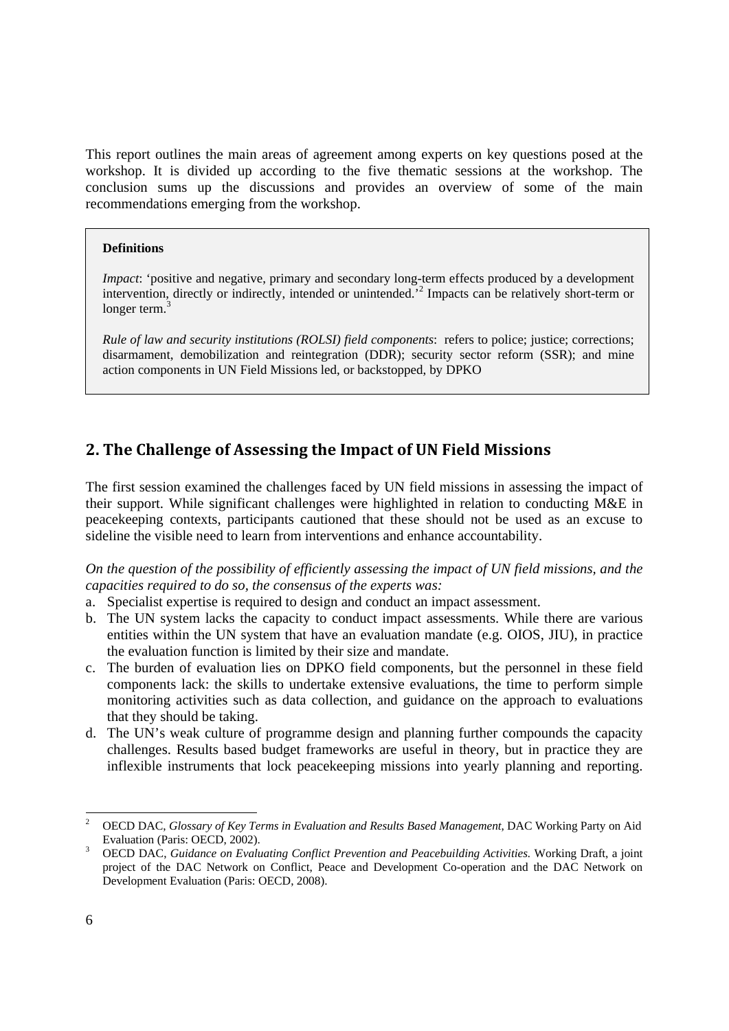This report outlines the main areas of agreement among experts on key questions posed at the workshop. It is divided up according to the five thematic sessions at the workshop. The conclusion sums up the discussions and provides an overview of some of the main recommendations emerging from the workshop.

> **Definitions**
>
> *Impact*: 'positive and negative, primary and secondary long-term effects produced by a development intervention, directly or indirectly, intended or unintended.'[2] Impacts can be relatively short-term or longer term.[3]
>
> *Rule of law and security institutions (ROLSI) field components*: refers to police; justice; corrections; disarmament, demobilization and reintegration (DDR); security sector reform (SSR); and mine action components in UN Field Missions led, or backstopped, by DPKO

## 2. The Challenge of Assessing the Impact of UN Field Missions

The first session examined the challenges faced by UN field missions in assessing the impact of their support. While significant challenges were highlighted in relation to conducting M&E in peacekeeping contexts, participants cautioned that these should not be used as an excuse to sideline the visible need to learn from interventions and enhance accountability.

*On the question of the possibility of efficiently assessing the impact of UN field missions, and the capacities required to do so, the consensus of the experts was:*

a. Specialist expertise is required to design and conduct an impact assessment.
b. The UN system lacks the capacity to conduct impact assessments. While there are various entities within the UN system that have an evaluation mandate (e.g. OIOS, JIU), in practice the evaluation function is limited by their size and mandate.
c. The burden of evaluation lies on DPKO field components, but the personnel in these field components lack: the skills to undertake extensive evaluations, the time to perform simple monitoring activities such as data collection, and guidance on the approach to evaluations that they should be taking.
d. The UN's weak culture of programme design and planning further compounds the capacity challenges. Results based budget frameworks are useful in theory, but in practice they are inflexible instruments that lock peacekeeping missions into yearly planning and reporting.

---

[2] OECD DAC, *Glossary of Key Terms in Evaluation and Results Based Management*, DAC Working Party on Aid Evaluation (Paris: OECD, 2002).

[3] OECD DAC, *Guidance on Evaluating Conflict Prevention and Peacebuilding Activities.* Working Draft, a joint project of the DAC Network on Conflict, Peace and Development Co-operation and the DAC Network on Development Evaluation (Paris: OECD, 2008).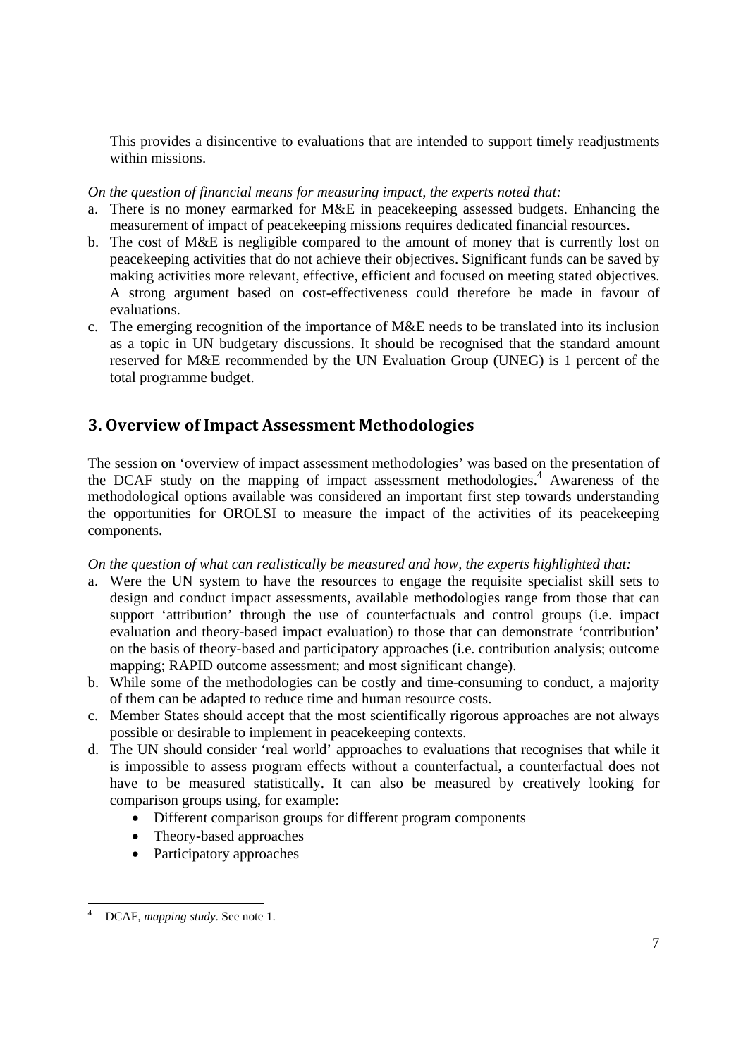This provides a disincentive to evaluations that are intended to support timely readjustments within missions.

*On the question of financial means for measuring impact, the experts noted that:*

a. There is no money earmarked for M&E in peacekeeping assessed budgets. Enhancing the measurement of impact of peacekeeping missions requires dedicated financial resources.
b. The cost of M&E is negligible compared to the amount of money that is currently lost on peacekeeping activities that do not achieve their objectives. Significant funds can be saved by making activities more relevant, effective, efficient and focused on meeting stated objectives. A strong argument based on cost-effectiveness could therefore be made in favour of evaluations.
c. The emerging recognition of the importance of M&E needs to be translated into its inclusion as a topic in UN budgetary discussions. It should be recognised that the standard amount reserved for M&E recommended by the UN Evaluation Group (UNEG) is 1 percent of the total programme budget.

## 3. Overview of Impact Assessment Methodologies

The session on 'overview of impact assessment methodologies' was based on the presentation of the DCAF study on the mapping of impact assessment methodologies.[4] Awareness of the methodological options available was considered an important first step towards understanding the opportunities for OROLSI to measure the impact of the activities of its peacekeeping components.

*On the question of what can realistically be measured and how, the experts highlighted that:*

a. Were the UN system to have the resources to engage the requisite specialist skill sets to design and conduct impact assessments, available methodologies range from those that can support 'attribution' through the use of counterfactuals and control groups (i.e. impact evaluation and theory-based impact evaluation) to those that can demonstrate 'contribution' on the basis of theory-based and participatory approaches (i.e. contribution analysis; outcome mapping; RAPID outcome assessment; and most significant change).
b. While some of the methodologies can be costly and time-consuming to conduct, a majority of them can be adapted to reduce time and human resource costs.
c. Member States should accept that the most scientifically rigorous approaches are not always possible or desirable to implement in peacekeeping contexts.
d. The UN should consider 'real world' approaches to evaluations that recognises that while it is impossible to assess program effects without a counterfactual, a counterfactual does not have to be measured statistically. It can also be measured by creatively looking for comparison groups using, for example:
    - Different comparison groups for different program components
    - Theory-based approaches
    - Participatory approaches

---

[4] DCAF, *mapping study*. See note 1.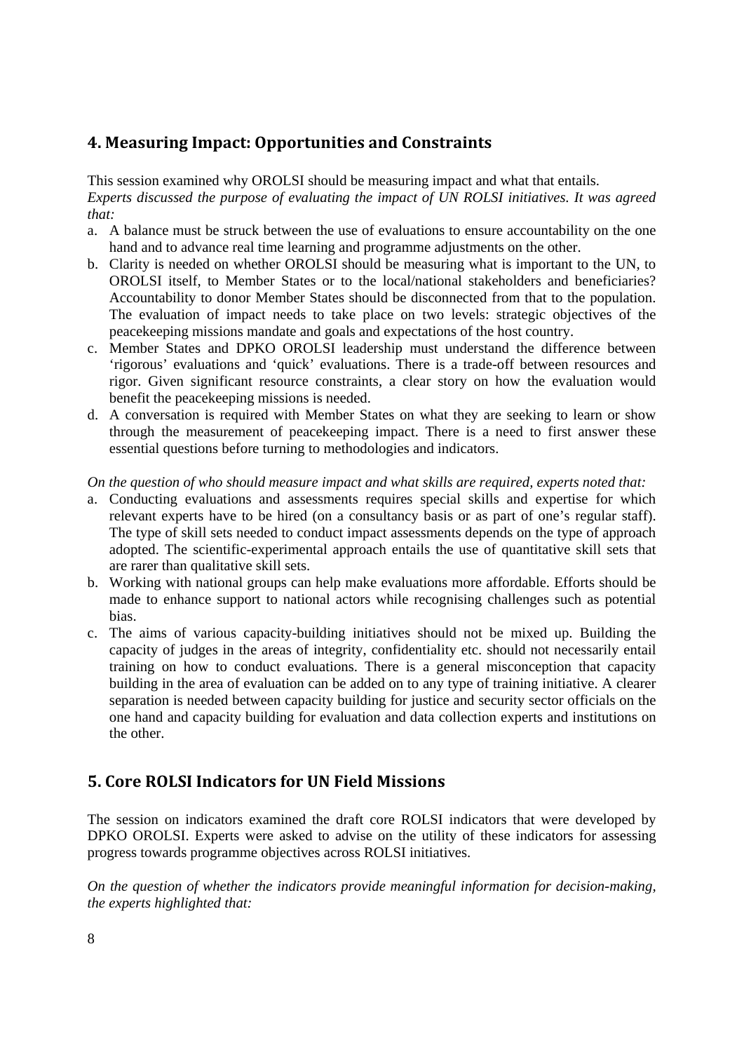## 4. Measuring Impact: Opportunities and Constraints

This session examined why OROLSI should be measuring impact and what that entails.

*Experts discussed the purpose of evaluating the impact of UN ROLSI initiatives. It was agreed that:*

a. A balance must be struck between the use of evaluations to ensure accountability on the one hand and to advance real time learning and programme adjustments on the other.
b. Clarity is needed on whether OROLSI should be measuring what is important to the UN, to OROLSI itself, to Member States or to the local/national stakeholders and beneficiaries? Accountability to donor Member States should be disconnected from that to the population. The evaluation of impact needs to take place on two levels: strategic objectives of the peacekeeping missions mandate and goals and expectations of the host country.
c. Member States and DPKO OROLSI leadership must understand the difference between 'rigorous' evaluations and 'quick' evaluations. There is a trade-off between resources and rigor. Given significant resource constraints, a clear story on how the evaluation would benefit the peacekeeping missions is needed.
d. A conversation is required with Member States on what they are seeking to learn or show through the measurement of peacekeeping impact. There is a need to first answer these essential questions before turning to methodologies and indicators.

*On the question of who should measure impact and what skills are required, experts noted that:*

a. Conducting evaluations and assessments requires special skills and expertise for which relevant experts have to be hired (on a consultancy basis or as part of one's regular staff). The type of skill sets needed to conduct impact assessments depends on the type of approach adopted. The scientific-experimental approach entails the use of quantitative skill sets that are rarer than qualitative skill sets.
b. Working with national groups can help make evaluations more affordable. Efforts should be made to enhance support to national actors while recognising challenges such as potential bias.
c. The aims of various capacity-building initiatives should not be mixed up. Building the capacity of judges in the areas of integrity, confidentiality etc. should not necessarily entail training on how to conduct evaluations. There is a general misconception that capacity building in the area of evaluation can be added on to any type of training initiative. A clearer separation is needed between capacity building for justice and security sector officials on the one hand and capacity building for evaluation and data collection experts and institutions on the other.

## 5. Core ROLSI Indicators for UN Field Missions

The session on indicators examined the draft core ROLSI indicators that were developed by DPKO OROLSI. Experts were asked to advise on the utility of these indicators for assessing progress towards programme objectives across ROLSI initiatives.

*On the question of whether the indicators provide meaningful information for decision-making, the experts highlighted that:*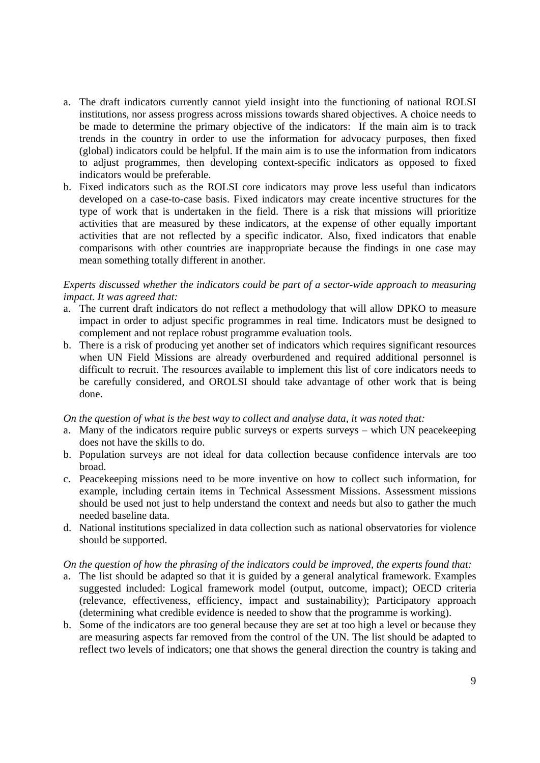a. The draft indicators currently cannot yield insight into the functioning of national ROLSI institutions, nor assess progress across missions towards shared objectives. A choice needs to be made to determine the primary objective of the indicators: If the main aim is to track trends in the country in order to use the information for advocacy purposes, then fixed (global) indicators could be helpful. If the main aim is to use the information from indicators to adjust programmes, then developing context-specific indicators as opposed to fixed indicators would be preferable.
b. Fixed indicators such as the ROLSI core indicators may prove less useful than indicators developed on a case-to-case basis. Fixed indicators may create incentive structures for the type of work that is undertaken in the field. There is a risk that missions will prioritize activities that are measured by these indicators, at the expense of other equally important activities that are not reflected by a specific indicator. Also, fixed indicators that enable comparisons with other countries are inappropriate because the findings in one case may mean something totally different in another.

*Experts discussed whether the indicators could be part of a sector-wide approach to measuring impact. It was agreed that:*

a. The current draft indicators do not reflect a methodology that will allow DPKO to measure impact in order to adjust specific programmes in real time. Indicators must be designed to complement and not replace robust programme evaluation tools.
b. There is a risk of producing yet another set of indicators which requires significant resources when UN Field Missions are already overburdened and required additional personnel is difficult to recruit. The resources available to implement this list of core indicators needs to be carefully considered, and OROLSI should take advantage of other work that is being done.

*On the question of what is the best way to collect and analyse data, it was noted that:*

a. Many of the indicators require public surveys or experts surveys – which UN peacekeeping does not have the skills to do.
b. Population surveys are not ideal for data collection because confidence intervals are too broad.
c. Peacekeeping missions need to be more inventive on how to collect such information, for example, including certain items in Technical Assessment Missions. Assessment missions should be used not just to help understand the context and needs but also to gather the much needed baseline data.
d. National institutions specialized in data collection such as national observatories for violence should be supported.

*On the question of how the phrasing of the indicators could be improved, the experts found that:*

a. The list should be adapted so that it is guided by a general analytical framework. Examples suggested included: Logical framework model (output, outcome, impact); OECD criteria (relevance, effectiveness, efficiency, impact and sustainability); Participatory approach (determining what credible evidence is needed to show that the programme is working).
b. Some of the indicators are too general because they are set at too high a level or because they are measuring aspects far removed from the control of the UN. The list should be adapted to reflect two levels of indicators; one that shows the general direction the country is taking and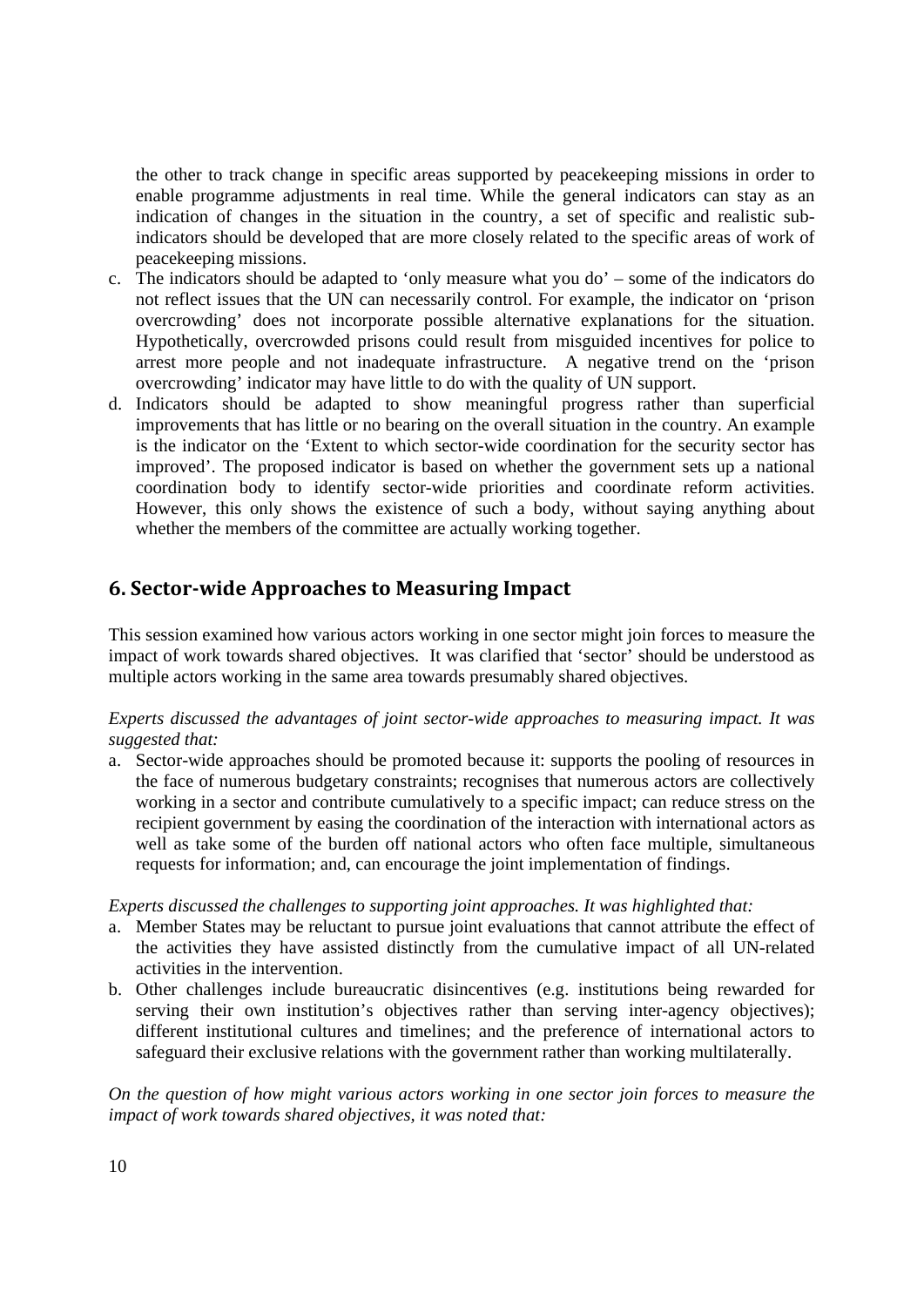the other to track change in specific areas supported by peacekeeping missions in order to enable programme adjustments in real time. While the general indicators can stay as an indication of changes in the situation in the country, a set of specific and realistic sub-indicators should be developed that are more closely related to the specific areas of work of peacekeeping missions.

c. The indicators should be adapted to 'only measure what you do' – some of the indicators do not reflect issues that the UN can necessarily control. For example, the indicator on 'prison overcrowding' does not incorporate possible alternative explanations for the situation. Hypothetically, overcrowded prisons could result from misguided incentives for police to arrest more people and not inadequate infrastructure. A negative trend on the 'prison overcrowding' indicator may have little to do with the quality of UN support.

d. Indicators should be adapted to show meaningful progress rather than superficial improvements that has little or no bearing on the overall situation in the country. An example is the indicator on the 'Extent to which sector-wide coordination for the security sector has improved'. The proposed indicator is based on whether the government sets up a national coordination body to identify sector-wide priorities and coordinate reform activities. However, this only shows the existence of such a body, without saying anything about whether the members of the committee are actually working together.

## 6. Sector-wide Approaches to Measuring Impact

This session examined how various actors working in one sector might join forces to measure the impact of work towards shared objectives. It was clarified that 'sector' should be understood as multiple actors working in the same area towards presumably shared objectives.

*Experts discussed the advantages of joint sector-wide approaches to measuring impact. It was suggested that:*

a. Sector-wide approaches should be promoted because it: supports the pooling of resources in the face of numerous budgetary constraints; recognises that numerous actors are collectively working in a sector and contribute cumulatively to a specific impact; can reduce stress on the recipient government by easing the coordination of the interaction with international actors as well as take some of the burden off national actors who often face multiple, simultaneous requests for information; and, can encourage the joint implementation of findings.

*Experts discussed the challenges to supporting joint approaches. It was highlighted that:*

a. Member States may be reluctant to pursue joint evaluations that cannot attribute the effect of the activities they have assisted distinctly from the cumulative impact of all UN-related activities in the intervention.

b. Other challenges include bureaucratic disincentives (e.g. institutions being rewarded for serving their own institution's objectives rather than serving inter-agency objectives); different institutional cultures and timelines; and the preference of international actors to safeguard their exclusive relations with the government rather than working multilaterally.

*On the question of how might various actors working in one sector join forces to measure the impact of work towards shared objectives, it was noted that:*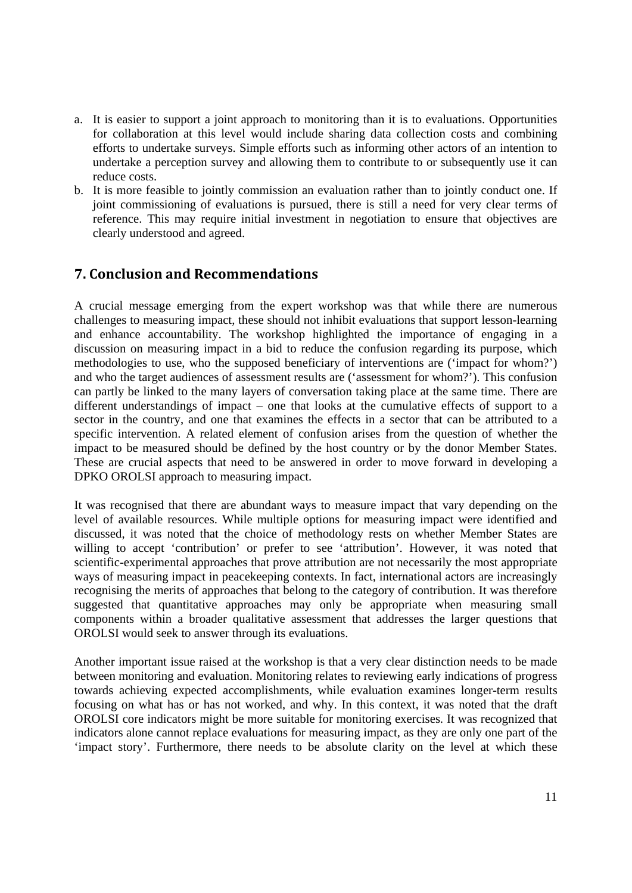a. It is easier to support a joint approach to monitoring than it is to evaluations. Opportunities for collaboration at this level would include sharing data collection costs and combining efforts to undertake surveys. Simple efforts such as informing other actors of an intention to undertake a perception survey and allowing them to contribute to or subsequently use it can reduce costs.
b. It is more feasible to jointly commission an evaluation rather than to jointly conduct one. If joint commissioning of evaluations is pursued, there is still a need for very clear terms of reference. This may require initial investment in negotiation to ensure that objectives are clearly understood and agreed.

## 7. Conclusion and Recommendations

A crucial message emerging from the expert workshop was that while there are numerous challenges to measuring impact, these should not inhibit evaluations that support lesson-learning and enhance accountability. The workshop highlighted the importance of engaging in a discussion on measuring impact in a bid to reduce the confusion regarding its purpose, which methodologies to use, who the supposed beneficiary of interventions are ('impact for whom?') and who the target audiences of assessment results are ('assessment for whom?'). This confusion can partly be linked to the many layers of conversation taking place at the same time. There are different understandings of impact – one that looks at the cumulative effects of support to a sector in the country, and one that examines the effects in a sector that can be attributed to a specific intervention. A related element of confusion arises from the question of whether the impact to be measured should be defined by the host country or by the donor Member States. These are crucial aspects that need to be answered in order to move forward in developing a DPKO OROLSI approach to measuring impact.

It was recognised that there are abundant ways to measure impact that vary depending on the level of available resources. While multiple options for measuring impact were identified and discussed, it was noted that the choice of methodology rests on whether Member States are willing to accept 'contribution' or prefer to see 'attribution'. However, it was noted that scientific-experimental approaches that prove attribution are not necessarily the most appropriate ways of measuring impact in peacekeeping contexts. In fact, international actors are increasingly recognising the merits of approaches that belong to the category of contribution. It was therefore suggested that quantitative approaches may only be appropriate when measuring small components within a broader qualitative assessment that addresses the larger questions that OROLSI would seek to answer through its evaluations.

Another important issue raised at the workshop is that a very clear distinction needs to be made between monitoring and evaluation. Monitoring relates to reviewing early indications of progress towards achieving expected accomplishments, while evaluation examines longer-term results focusing on what has or has not worked, and why. In this context, it was noted that the draft OROLSI core indicators might be more suitable for monitoring exercises. It was recognized that indicators alone cannot replace evaluations for measuring impact, as they are only one part of the 'impact story'. Furthermore, there needs to be absolute clarity on the level at which these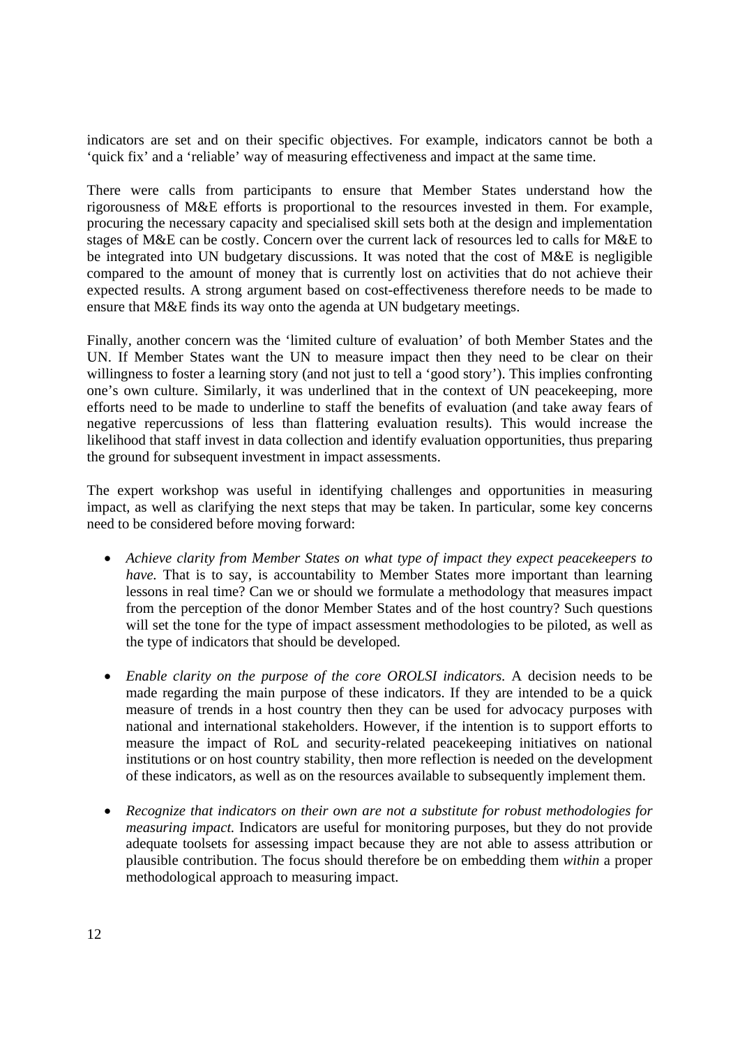indicators are set and on their specific objectives. For example, indicators cannot be both a 'quick fix' and a 'reliable' way of measuring effectiveness and impact at the same time.

There were calls from participants to ensure that Member States understand how the rigorousness of M&E efforts is proportional to the resources invested in them. For example, procuring the necessary capacity and specialised skill sets both at the design and implementation stages of M&E can be costly. Concern over the current lack of resources led to calls for M&E to be integrated into UN budgetary discussions. It was noted that the cost of M&E is negligible compared to the amount of money that is currently lost on activities that do not achieve their expected results. A strong argument based on cost-effectiveness therefore needs to be made to ensure that M&E finds its way onto the agenda at UN budgetary meetings.

Finally, another concern was the 'limited culture of evaluation' of both Member States and the UN. If Member States want the UN to measure impact then they need to be clear on their willingness to foster a learning story (and not just to tell a 'good story'). This implies confronting one's own culture. Similarly, it was underlined that in the context of UN peacekeeping, more efforts need to be made to underline to staff the benefits of evaluation (and take away fears of negative repercussions of less than flattering evaluation results). This would increase the likelihood that staff invest in data collection and identify evaluation opportunities, thus preparing the ground for subsequent investment in impact assessments.

The expert workshop was useful in identifying challenges and opportunities in measuring impact, as well as clarifying the next steps that may be taken. In particular, some key concerns need to be considered before moving forward:

- *Achieve clarity from Member States on what type of impact they expect peacekeepers to have.* That is to say, is accountability to Member States more important than learning lessons in real time? Can we or should we formulate a methodology that measures impact from the perception of the donor Member States and of the host country? Such questions will set the tone for the type of impact assessment methodologies to be piloted, as well as the type of indicators that should be developed.

- *Enable clarity on the purpose of the core OROLSI indicators.* A decision needs to be made regarding the main purpose of these indicators. If they are intended to be a quick measure of trends in a host country then they can be used for advocacy purposes with national and international stakeholders. However, if the intention is to support efforts to measure the impact of RoL and security-related peacekeeping initiatives on national institutions or on host country stability, then more reflection is needed on the development of these indicators, as well as on the resources available to subsequently implement them.

- *Recognize that indicators on their own are not a substitute for robust methodologies for measuring impact.* Indicators are useful for monitoring purposes, but they do not provide adequate toolsets for assessing impact because they are not able to assess attribution or plausible contribution. The focus should therefore be on embedding them *within* a proper methodological approach to measuring impact.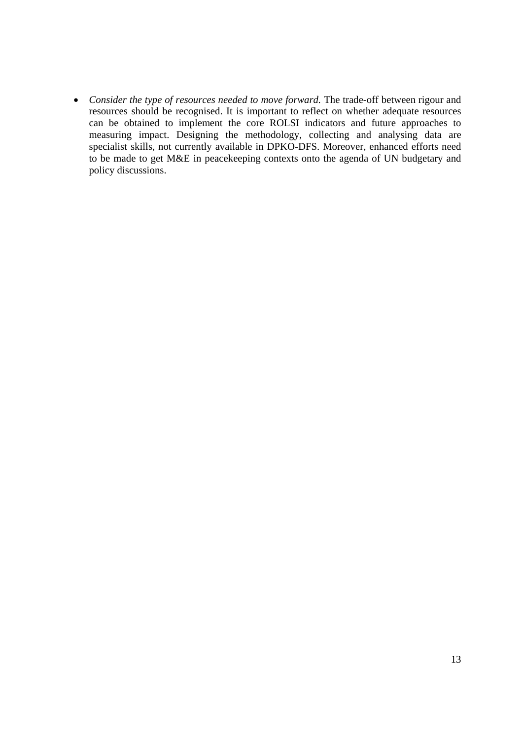- *Consider the type of resources needed to move forward.* The trade-off between rigour and resources should be recognised. It is important to reflect on whether adequate resources can be obtained to implement the core ROLSI indicators and future approaches to measuring impact. Designing the methodology, collecting and analysing data are specialist skills, not currently available in DPKO-DFS. Moreover, enhanced efforts need to be made to get M&E in peacekeeping contexts onto the agenda of UN budgetary and policy discussions.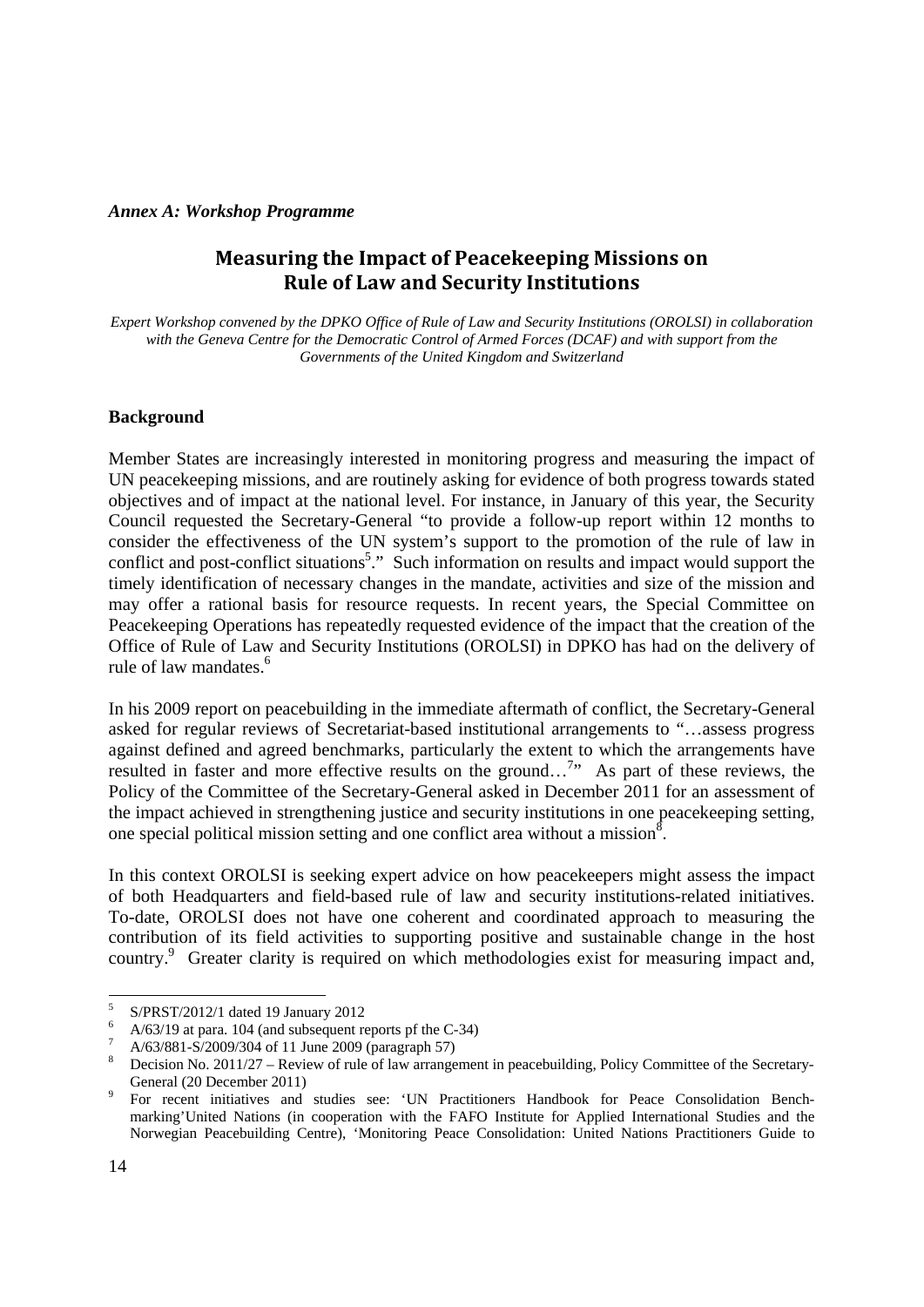*Annex A: Workshop Programme*

# Measuring the Impact of Peacekeeping Missions on Rule of Law and Security Institutions

*Expert Workshop convened by the DPKO Office of Rule of Law and Security Institutions (OROLSI) in collaboration with the Geneva Centre for the Democratic Control of Armed Forces (DCAF) and with support from the Governments of the United Kingdom and Switzerland*

**Background**

Member States are increasingly interested in monitoring progress and measuring the impact of UN peacekeeping missions, and are routinely asking for evidence of both progress towards stated objectives and of impact at the national level. For instance, in January of this year, the Security Council requested the Secretary-General "to provide a follow-up report within 12 months to consider the effectiveness of the UN system's support to the promotion of the rule of law in conflict and post-conflict situations[5]." Such information on results and impact would support the timely identification of necessary changes in the mandate, activities and size of the mission and may offer a rational basis for resource requests. In recent years, the Special Committee on Peacekeeping Operations has repeatedly requested evidence of the impact that the creation of the Office of Rule of Law and Security Institutions (OROLSI) in DPKO has had on the delivery of rule of law mandates.[6]

In his 2009 report on peacebuilding in the immediate aftermath of conflict, the Secretary-General asked for regular reviews of Secretariat-based institutional arrangements to "…assess progress against defined and agreed benchmarks, particularly the extent to which the arrangements have resulted in faster and more effective results on the ground…[7]" As part of these reviews, the Policy of the Committee of the Secretary-General asked in December 2011 for an assessment of the impact achieved in strengthening justice and security institutions in one peacekeeping setting, one special political mission setting and one conflict area without a mission[8].

In this context OROLSI is seeking expert advice on how peacekeepers might assess the impact of both Headquarters and field-based rule of law and security institutions-related initiatives. To-date, OROLSI does not have one coherent and coordinated approach to measuring the contribution of its field activities to supporting positive and sustainable change in the host country.[9] Greater clarity is required on which methodologies exist for measuring impact and,

---

[5] S/PRST/2012/1 dated 19 January 2012

[6] A/63/19 at para. 104 (and subsequent reports pf the C-34)

[7] A/63/881-S/2009/304 of 11 June 2009 (paragraph 57)

[8] Decision No. 2011/27 – Review of rule of law arrangement in peacebuilding, Policy Committee of the Secretary-General (20 December 2011)

[9] For recent initiatives and studies see: 'UN Practitioners Handbook for Peace Consolidation Bench-marking'United Nations (in cooperation with the FAFO Institute for Applied International Studies and the Norwegian Peacebuilding Centre), 'Monitoring Peace Consolidation: United Nations Practitioners Guide to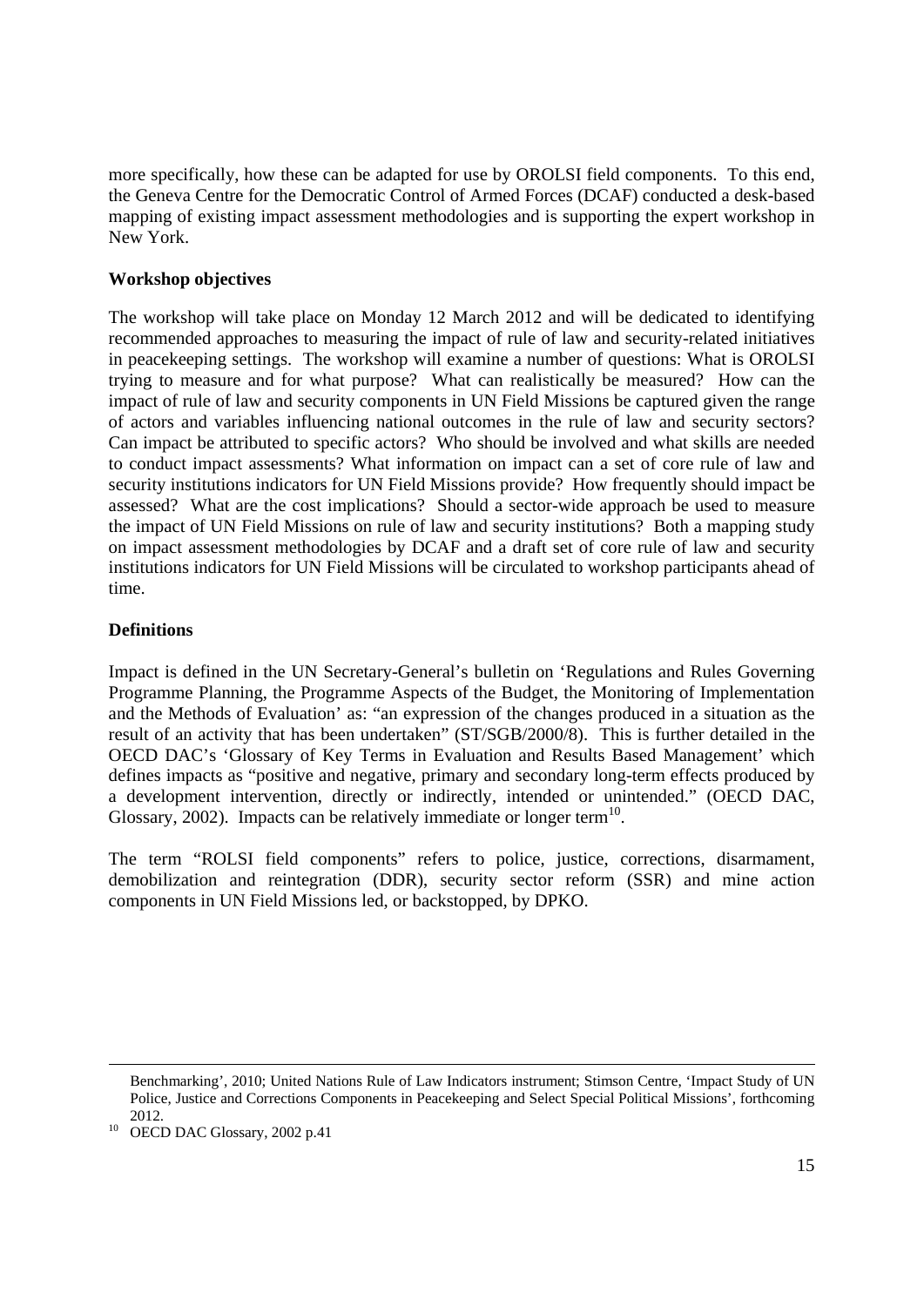more specifically, how these can be adapted for use by OROLSI field components. To this end, the Geneva Centre for the Democratic Control of Armed Forces (DCAF) conducted a desk-based mapping of existing impact assessment methodologies and is supporting the expert workshop in New York.

**Workshop objectives**

The workshop will take place on Monday 12 March 2012 and will be dedicated to identifying recommended approaches to measuring the impact of rule of law and security-related initiatives in peacekeeping settings. The workshop will examine a number of questions: What is OROLSI trying to measure and for what purpose? What can realistically be measured? How can the impact of rule of law and security components in UN Field Missions be captured given the range of actors and variables influencing national outcomes in the rule of law and security sectors? Can impact be attributed to specific actors? Who should be involved and what skills are needed to conduct impact assessments? What information on impact can a set of core rule of law and security institutions indicators for UN Field Missions provide? How frequently should impact be assessed? What are the cost implications? Should a sector-wide approach be used to measure the impact of UN Field Missions on rule of law and security institutions? Both a mapping study on impact assessment methodologies by DCAF and a draft set of core rule of law and security institutions indicators for UN Field Missions will be circulated to workshop participants ahead of time.

**Definitions**

Impact is defined in the UN Secretary-General's bulletin on 'Regulations and Rules Governing Programme Planning, the Programme Aspects of the Budget, the Monitoring of Implementation and the Methods of Evaluation' as: "an expression of the changes produced in a situation as the result of an activity that has been undertaken" (ST/SGB/2000/8). This is further detailed in the OECD DAC's 'Glossary of Key Terms in Evaluation and Results Based Management' which defines impacts as "positive and negative, primary and secondary long-term effects produced by a development intervention, directly or indirectly, intended or unintended." (OECD DAC, Glossary, 2002). Impacts can be relatively immediate or longer term[10].

The term "ROLSI field components" refers to police, justice, corrections, disarmament, demobilization and reintegration (DDR), security sector reform (SSR) and mine action components in UN Field Missions led, or backstopped, by DPKO.

---

Benchmarking', 2010; United Nations Rule of Law Indicators instrument; Stimson Centre, 'Impact Study of UN Police, Justice and Corrections Components in Peacekeeping and Select Special Political Missions', forthcoming 2012.

[10] OECD DAC Glossary, 2002 p.41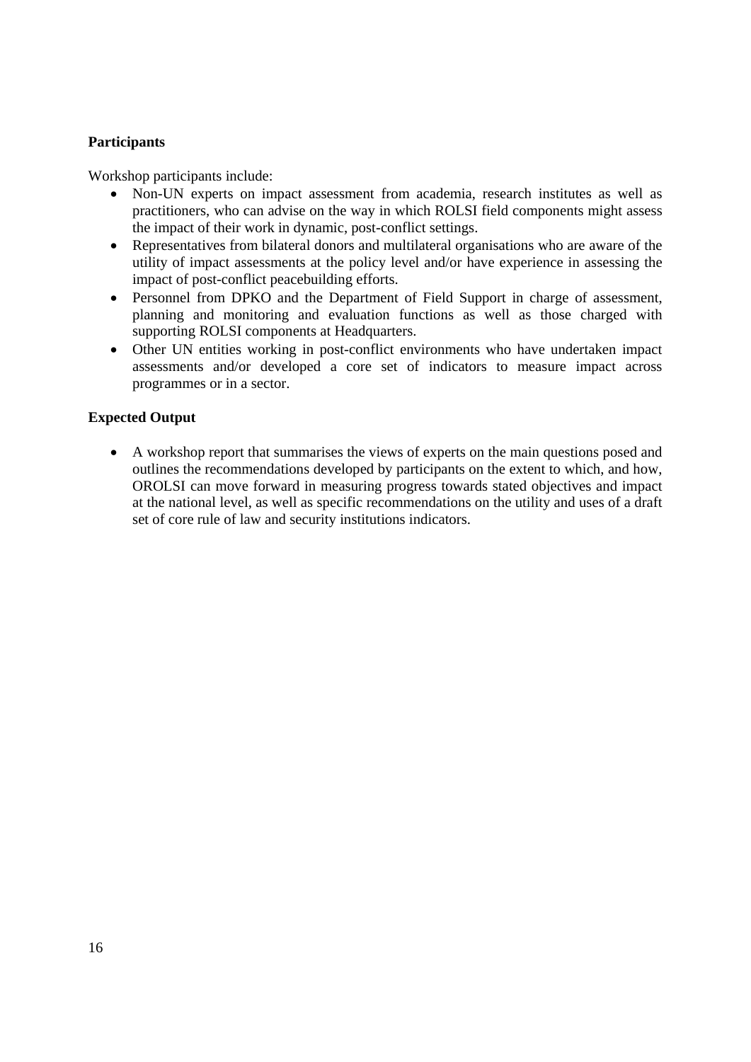**Participants**

Workshop participants include:

- Non-UN experts on impact assessment from academia, research institutes as well as practitioners, who can advise on the way in which ROLSI field components might assess the impact of their work in dynamic, post-conflict settings.
- Representatives from bilateral donors and multilateral organisations who are aware of the utility of impact assessments at the policy level and/or have experience in assessing the impact of post-conflict peacebuilding efforts.
- Personnel from DPKO and the Department of Field Support in charge of assessment, planning and monitoring and evaluation functions as well as those charged with supporting ROLSI components at Headquarters.
- Other UN entities working in post-conflict environments who have undertaken impact assessments and/or developed a core set of indicators to measure impact across programmes or in a sector.

**Expected Output**

- A workshop report that summarises the views of experts on the main questions posed and outlines the recommendations developed by participants on the extent to which, and how, OROLSI can move forward in measuring progress towards stated objectives and impact at the national level, as well as specific recommendations on the utility and uses of a draft set of core rule of law and security institutions indicators.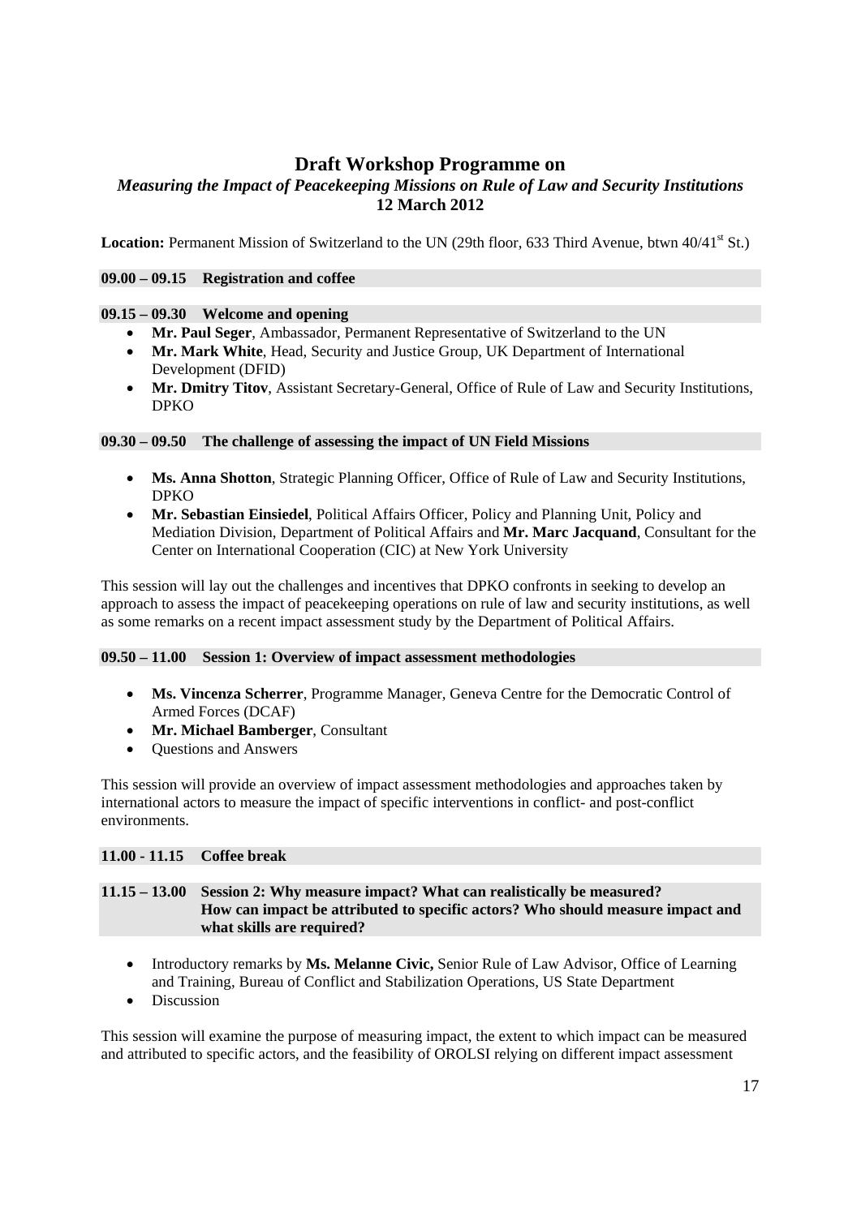# Draft Workshop Programme on
## *Measuring the Impact of Peacekeeping Missions on Rule of Law and Security Institutions*
## 12 March 2012

**Location:** Permanent Mission of Switzerland to the UN (29th floor, 633 Third Avenue, btwn 40/41st St.)

**09.00 – 09.15 Registration and coffee**

**09.15 – 09.30 Welcome and opening**

- **Mr. Paul Seger**, Ambassador, Permanent Representative of Switzerland to the UN
- **Mr. Mark White**, Head, Security and Justice Group, UK Department of International Development (DFID)
- **Mr. Dmitry Titov**, Assistant Secretary-General, Office of Rule of Law and Security Institutions, DPKO

**09.30 – 09.50 The challenge of assessing the impact of UN Field Missions**

- **Ms. Anna Shotton**, Strategic Planning Officer, Office of Rule of Law and Security Institutions, DPKO
- **Mr. Sebastian Einsiedel**, Political Affairs Officer, Policy and Planning Unit, Policy and Mediation Division, Department of Political Affairs and **Mr. Marc Jacquand**, Consultant for the Center on International Cooperation (CIC) at New York University

This session will lay out the challenges and incentives that DPKO confronts in seeking to develop an approach to assess the impact of peacekeeping operations on rule of law and security institutions, as well as some remarks on a recent impact assessment study by the Department of Political Affairs.

**09.50 – 11.00 Session 1: Overview of impact assessment methodologies**

- **Ms. Vincenza Scherrer**, Programme Manager, Geneva Centre for the Democratic Control of Armed Forces (DCAF)
- **Mr. Michael Bamberger**, Consultant
- Questions and Answers

This session will provide an overview of impact assessment methodologies and approaches taken by international actors to measure the impact of specific interventions in conflict- and post-conflict environments.

**11.00 - 11.15 Coffee break**

**11.15 – 13.00 Session 2: Why measure impact? What can realistically be measured? How can impact be attributed to specific actors? Who should measure impact and what skills are required?**

- Introductory remarks by **Ms. Melanne Civic,** Senior Rule of Law Advisor, Office of Learning and Training, Bureau of Conflict and Stabilization Operations, US State Department
- Discussion

This session will examine the purpose of measuring impact, the extent to which impact can be measured and attributed to specific actors, and the feasibility of OROLSI relying on different impact assessment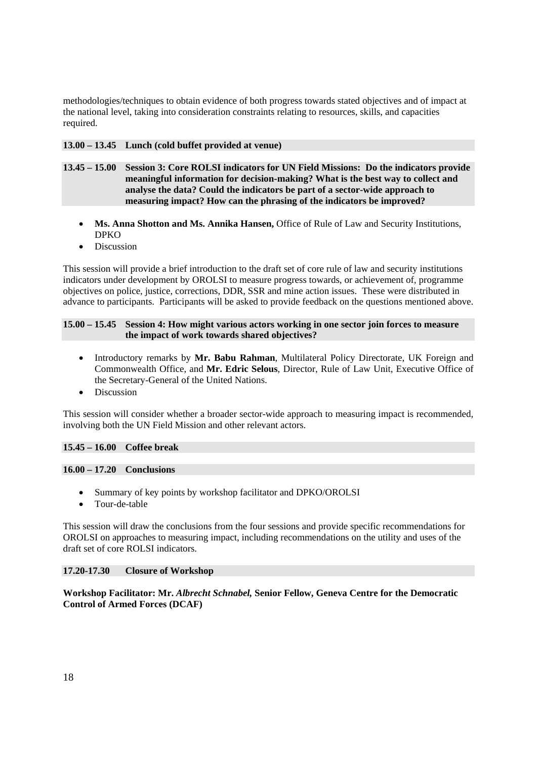methodologies/techniques to obtain evidence of both progress towards stated objectives and of impact at the national level, taking into consideration constraints relating to resources, skills, and capacities required.

**13.00 – 13.45 Lunch (cold buffet provided at venue)**

**13.45 – 15.00 Session 3: Core ROLSI indicators for UN Field Missions: Do the indicators provide meaningful information for decision-making? What is the best way to collect and analyse the data? Could the indicators be part of a sector-wide approach to measuring impact? How can the phrasing of the indicators be improved?**

- **Ms. Anna Shotton and Ms. Annika Hansen,** Office of Rule of Law and Security Institutions, DPKO
- Discussion

This session will provide a brief introduction to the draft set of core rule of law and security institutions indicators under development by OROLSI to measure progress towards, or achievement of, programme objectives on police, justice, corrections, DDR, SSR and mine action issues. These were distributed in advance to participants. Participants will be asked to provide feedback on the questions mentioned above.

**15.00 – 15.45 Session 4: How might various actors working in one sector join forces to measure the impact of work towards shared objectives?**

- Introductory remarks by **Mr. Babu Rahman**, Multilateral Policy Directorate, UK Foreign and Commonwealth Office, and **Mr. Edric Selous**, Director, Rule of Law Unit, Executive Office of the Secretary-General of the United Nations.
- Discussion

This session will consider whether a broader sector-wide approach to measuring impact is recommended, involving both the UN Field Mission and other relevant actors.

**15.45 – 16.00 Coffee break**

**16.00 – 17.20 Conclusions**

- Summary of key points by workshop facilitator and DPKO/OROLSI
- Tour-de-table

This session will draw the conclusions from the four sessions and provide specific recommendations for OROLSI on approaches to measuring impact, including recommendations on the utility and uses of the draft set of core ROLSI indicators.

**17.20-17.30 Closure of Workshop**

**Workshop Facilitator: Mr. *Albrecht Schnabel,* Senior Fellow, Geneva Centre for the Democratic Control of Armed Forces (DCAF)**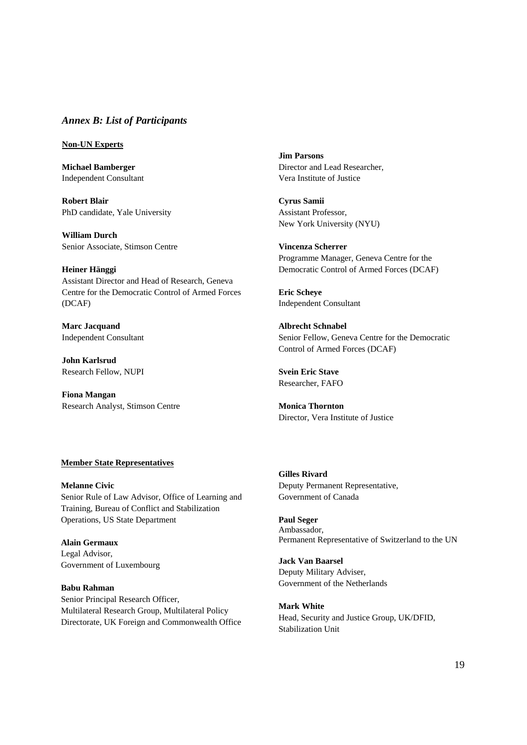## *Annex B: List of Participants*

**Non-UN Experts**

**Michael Bamberger**
Independent Consultant

**Robert Blair**
PhD candidate, Yale University

**William Durch**
Senior Associate, Stimson Centre

**Heiner Hänggi**
Assistant Director and Head of Research, Geneva Centre for the Democratic Control of Armed Forces (DCAF)

**Marc Jacquand**
Independent Consultant

**John Karlsrud**
Research Fellow, NUPI

**Fiona Mangan**
Research Analyst, Stimson Centre

**Jim Parsons**
Director and Lead Researcher, Vera Institute of Justice

**Cyrus Samii**
Assistant Professor, New York University (NYU)

**Vincenza Scherrer**
Programme Manager, Geneva Centre for the Democratic Control of Armed Forces (DCAF)

**Eric Scheye**
Independent Consultant

**Albrecht Schnabel**
Senior Fellow, Geneva Centre for the Democratic Control of Armed Forces (DCAF)

**Svein Eric Stave**
Researcher, FAFO

**Monica Thornton**
Director, Vera Institute of Justice

**Member State Representatives**

**Melanne Civic**
Senior Rule of Law Advisor, Office of Learning and Training, Bureau of Conflict and Stabilization Operations, US State Department

**Alain Germaux**
Legal Advisor, Government of Luxembourg

**Babu Rahman**
Senior Principal Research Officer, Multilateral Research Group, Multilateral Policy Directorate, UK Foreign and Commonwealth Office

**Gilles Rivard**
Deputy Permanent Representative, Government of Canada

**Paul Seger**
Ambassador, Permanent Representative of Switzerland to the UN

**Jack Van Baarsel**
Deputy Military Adviser, Government of the Netherlands

**Mark White**
Head, Security and Justice Group, UK/DFID, Stabilization Unit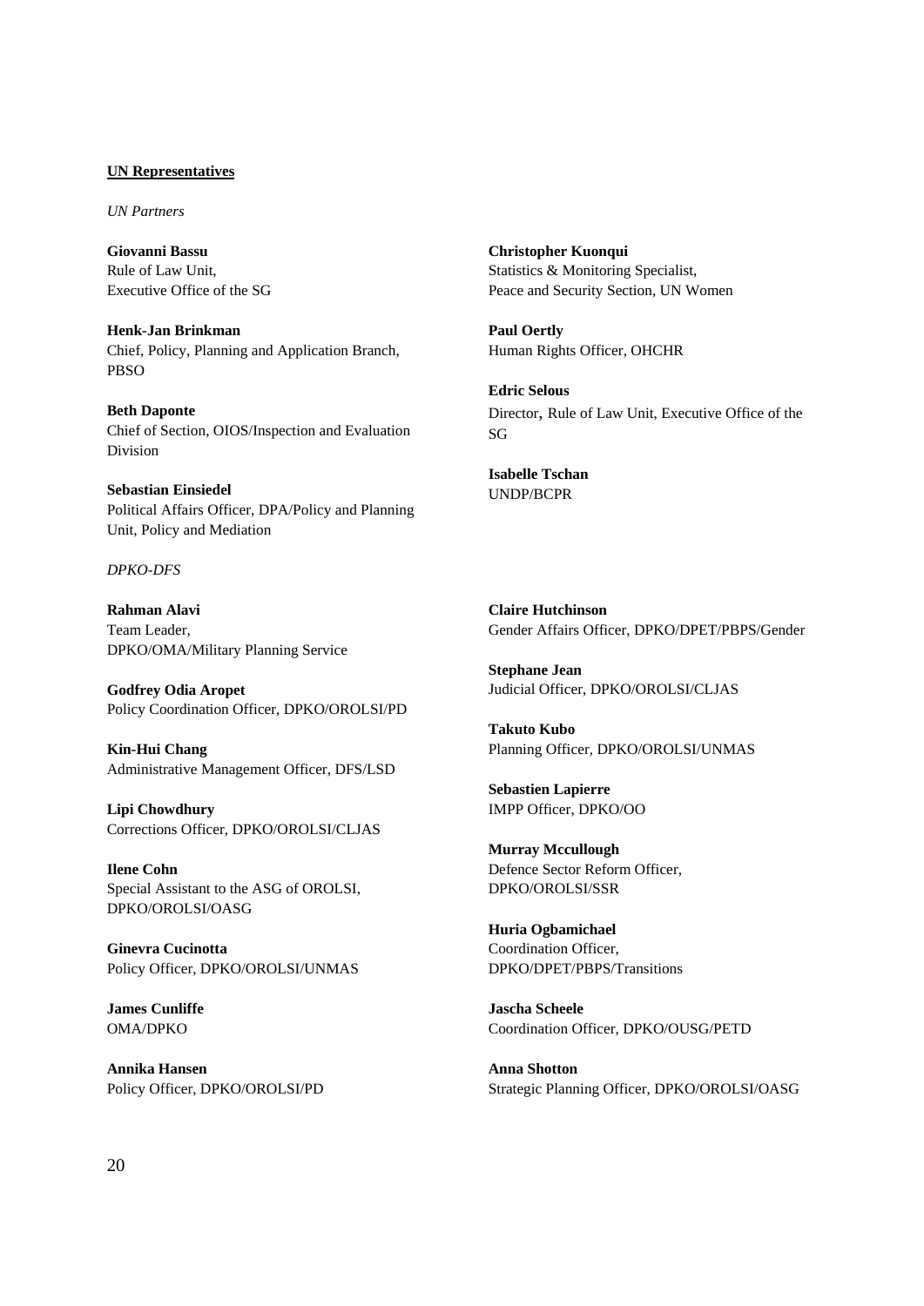**UN Representatives**

*UN Partners*

**Giovanni Bassu**
Rule of Law Unit,
Executive Office of the SG

**Henk-Jan Brinkman**
Chief, Policy, Planning and Application Branch,
PBSO

**Beth Daponte**
Chief of Section, OIOS/Inspection and Evaluation Division

**Sebastian Einsiedel**
Political Affairs Officer, DPA/Policy and Planning Unit, Policy and Mediation

**Christopher Kuonqui**
Statistics & Monitoring Specialist,
Peace and Security Section, UN Women

**Paul Oertly**
Human Rights Officer, OHCHR

**Edric Selous**
Director, Rule of Law Unit, Executive Office of the SG

**Isabelle Tschan**
UNDP/BCPR

*DPKO-DFS*

**Rahman Alavi**
Team Leader,
DPKO/OMA/Military Planning Service

**Godfrey Odia Aropet**
Policy Coordination Officer, DPKO/OROLSI/PD

**Kin-Hui Chang**
Administrative Management Officer, DFS/LSD

**Lipi Chowdhury**
Corrections Officer, DPKO/OROLSI/CLJAS

**Ilene Cohn**
Special Assistant to the ASG of OROLSI,
DPKO/OROLSI/OASG

**Ginevra Cucinotta**
Policy Officer, DPKO/OROLSI/UNMAS

**James Cunliffe**
OMA/DPKO

**Annika Hansen**
Policy Officer, DPKO/OROLSI/PD

**Claire Hutchinson**
Gender Affairs Officer, DPKO/DPET/PBPS/Gender

**Stephane Jean**
Judicial Officer, DPKO/OROLSI/CLJAS

**Takuto Kubo**
Planning Officer, DPKO/OROLSI/UNMAS

**Sebastien Lapierre**
IMPP Officer, DPKO/OO

**Murray Mccullough**
Defence Sector Reform Officer,
DPKO/OROLSI/SSR

**Huria Ogbamichael**
Coordination Officer,
DPKO/DPET/PBPS/Transitions

**Jascha Scheele**
Coordination Officer, DPKO/OUSG/PETD

**Anna Shotton**
Strategic Planning Officer, DPKO/OROLSI/OASG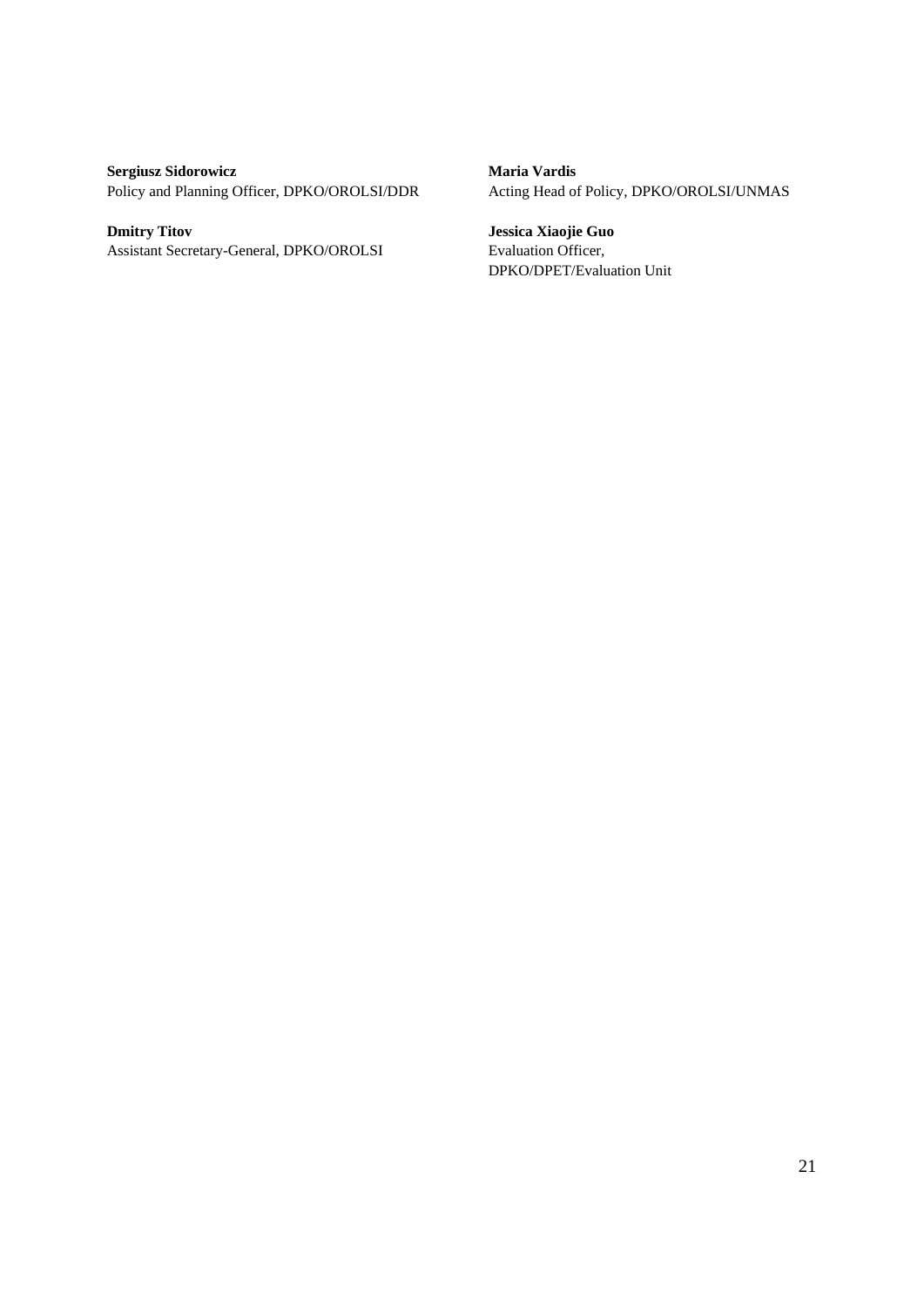**Sergiusz Sidorowicz**
Policy and Planning Officer, DPKO/OROLSI/DDR

**Dmitry Titov**
Assistant Secretary-General, DPKO/OROLSI

**Maria Vardis**
Acting Head of Policy, DPKO/OROLSI/UNMAS

**Jessica Xiaojie Guo**
Evaluation Officer,
DPKO/DPET/Evaluation Unit